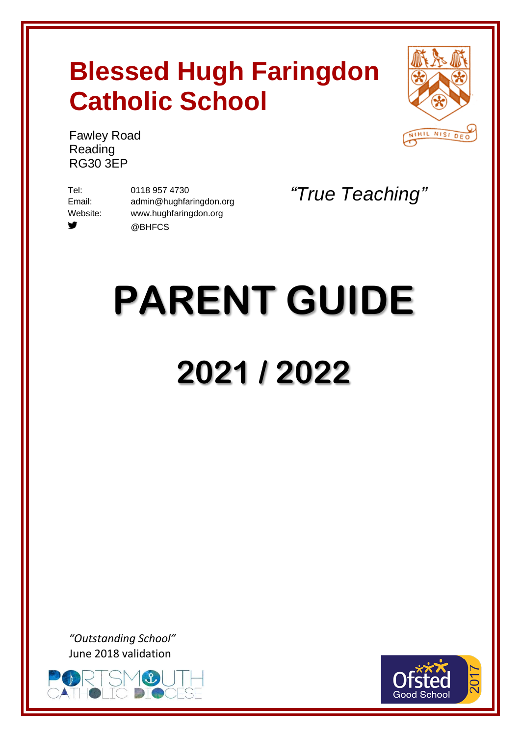# Blessed Hugh Faringdon Catholic School

Fawley Road
Reading
RG30 3EP

Tel: 0118 957 4730
Email: admin@hughfaringdon.org
Website: www.hughfaringdon.org
@BHFCS

*"True Teaching"*

NIHIL NISI DEO

# PARENT GUIDE

# 2021 / 2022

*"Outstanding School"*
June 2018 validation

PORTSMOUTH CATHOLIC DIOCESE

Ofsted Good School 2017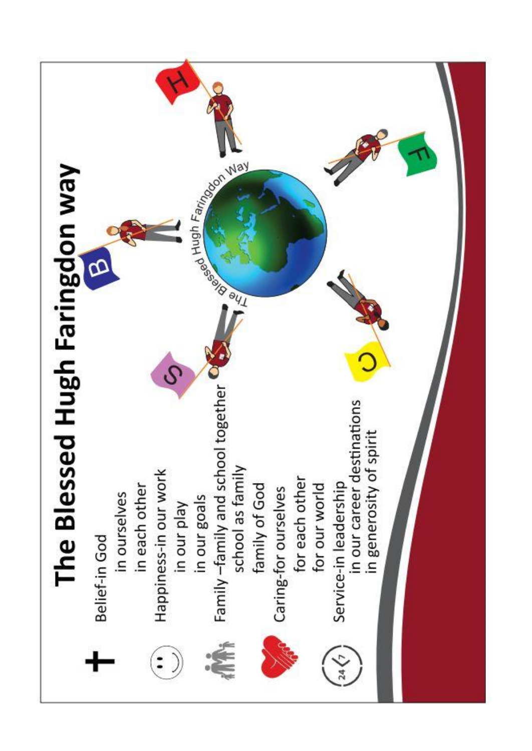# The Blessed Hugh Faringdon way

- **Belief**-in God
  - in ourselves
  - in each other
- **Happiness**-in our work
  - in our play
  - in our goals
- **Family** –family and school together
  - school as family
  - family of God
- **Caring**-for ourselves
  - for each other
  - for our world
- **Service**-in leadership
  - in our career destinations
  - in generosity of spirit

The Blessed Hugh Faringdon Way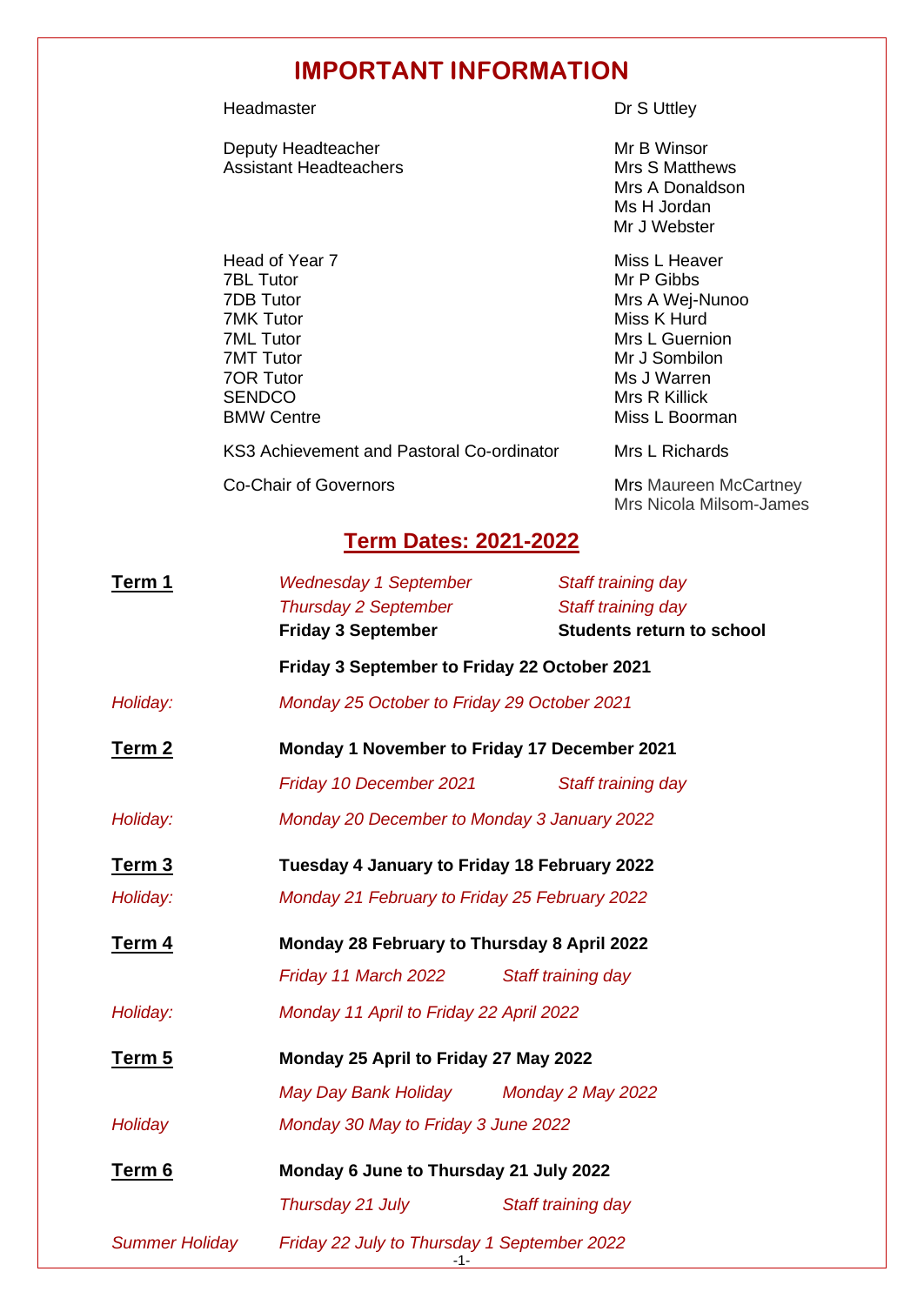# IMPORTANT INFORMATION

| | |
|---|---|
| Headmaster | Dr S Uttley |
| Deputy Headteacher | Mr B Winsor |
| Assistant Headteachers | Mrs S Matthews |
| | Mrs A Donaldson |
| | Ms H Jordan |
| | Mr J Webster |
| Head of Year 7 | Miss L Heaver |
| 7BL Tutor | Mr P Gibbs |
| 7DB Tutor | Mrs A Wej-Nunoo |
| 7MK Tutor | Miss K Hurd |
| 7ML Tutor | Mrs L Guernion |
| 7MT Tutor | Mr J Sombilon |
| 7OR Tutor | Ms J Warren |
| SENDCO | Mrs R Killick |
| BMW Centre | Miss L Boorman |
| KS3 Achievement and Pastoral Co-ordinator | Mrs L Richards |
| Co-Chair of Governors | Mrs Maureen McCartney |
| | Mrs Nicola Milsom-James |

## Term Dates: 2021-2022

**Term 1**

*Wednesday 1 September* — *Staff training day*
*Thursday 2 September* — *Staff training day*
**Friday 3 September** — **Students return to school**

**Friday 3 September to Friday 22 October 2021**

*Holiday:* *Monday 25 October to Friday 29 October 2021*

**Term 2** — **Monday 1 November to Friday 17 December 2021**

*Friday 10 December 2021* — *Staff training day*

*Holiday:* *Monday 20 December to Monday 3 January 2022*

**Term 3** — **Tuesday 4 January to Friday 18 February 2022**

*Holiday:* *Monday 21 February to Friday 25 February 2022*

**Term 4** — **Monday 28 February to Thursday 8 April 2022**

*Friday 11 March 2022* — *Staff training day*

*Holiday:* *Monday 11 April to Friday 22 April 2022*

**Term 5** — **Monday 25 April to Friday 27 May 2022**

*May Day Bank Holiday* — *Monday 2 May 2022*

*Holiday* *Monday 30 May to Friday 3 June 2022*

**Term 6** — **Monday 6 June to Thursday 21 July 2022**

*Thursday 21 July* — *Staff training day*

*Summer Holiday* *Friday 22 July to Thursday 1 September 2022*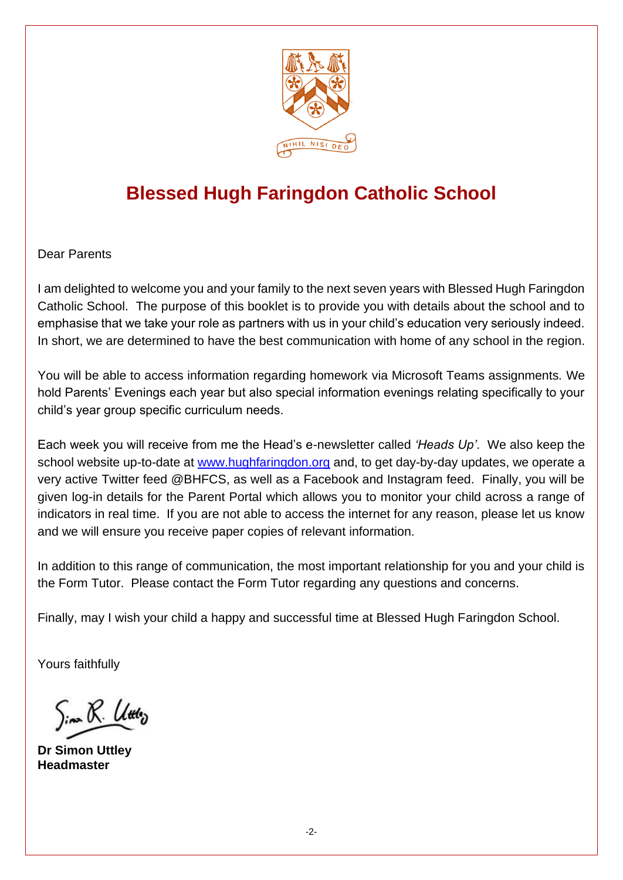# Blessed Hugh Faringdon Catholic School

Dear Parents

I am delighted to welcome you and your family to the next seven years with Blessed Hugh Faringdon Catholic School. The purpose of this booklet is to provide you with details about the school and to emphasise that we take your role as partners with us in your child's education very seriously indeed. In short, we are determined to have the best communication with home of any school in the region.

You will be able to access information regarding homework via Microsoft Teams assignments. We hold Parents' Evenings each year but also special information evenings relating specifically to your child's year group specific curriculum needs.

Each week you will receive from me the Head's e-newsletter called *'Heads Up'*. We also keep the school website up-to-date at [www.hughfaringdon.org](http://www.hughfaringdon.org) and, to get day-by-day updates, we operate a very active Twitter feed @BHFCS, as well as a Facebook and Instagram feed. Finally, you will be given log-in details for the Parent Portal which allows you to monitor your child across a range of indicators in real time. If you are not able to access the internet for any reason, please let us know and we will ensure you receive paper copies of relevant information.

In addition to this range of communication, the most important relationship for you and your child is the Form Tutor. Please contact the Form Tutor regarding any questions and concerns.

Finally, may I wish your child a happy and successful time at Blessed Hugh Faringdon School.

Yours faithfully

**Dr Simon Uttley**
**Headmaster**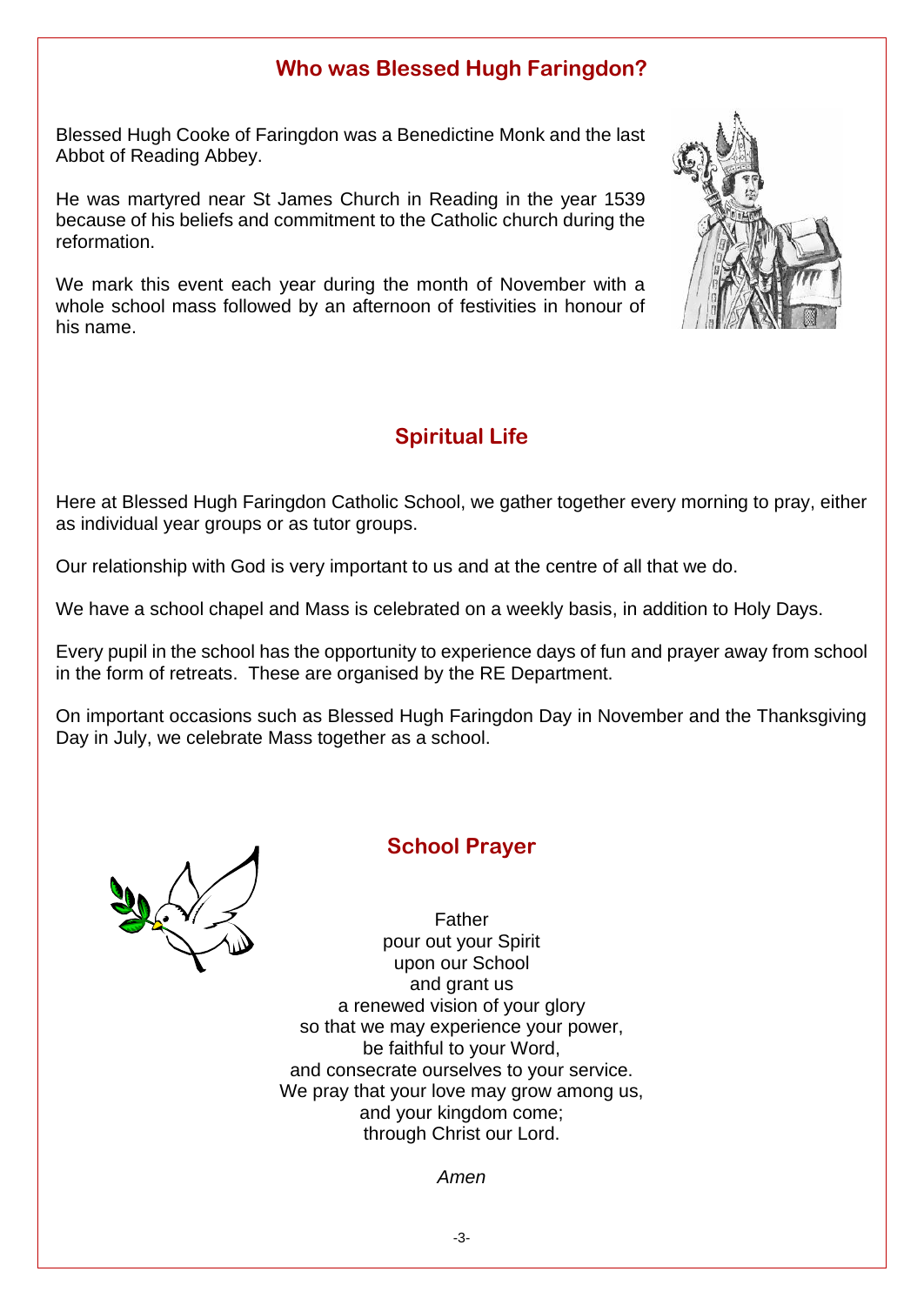## Who was Blessed Hugh Faringdon?

Blessed Hugh Cooke of Faringdon was a Benedictine Monk and the last Abbot of Reading Abbey.

He was martyred near St James Church in Reading in the year 1539 because of his beliefs and commitment to the Catholic church during the reformation.

We mark this event each year during the month of November with a whole school mass followed by an afternoon of festivities in honour of his name.

## Spiritual Life

Here at Blessed Hugh Faringdon Catholic School, we gather together every morning to pray, either as individual year groups or as tutor groups.

Our relationship with God is very important to us and at the centre of all that we do.

We have a school chapel and Mass is celebrated on a weekly basis, in addition to Holy Days.

Every pupil in the school has the opportunity to experience days of fun and prayer away from school in the form of retreats. These are organised by the RE Department.

On important occasions such as Blessed Hugh Faringdon Day in November and the Thanksgiving Day in July, we celebrate Mass together as a school.

## School Prayer

Father  
pour out your Spirit  
upon our School  
and grant us  
a renewed vision of your glory  
so that we may experience your power,  
be faithful to your Word,  
and consecrate ourselves to your service.  
We pray that your love may grow among us,  
and your kingdom come;  
through Christ our Lord.

*Amen*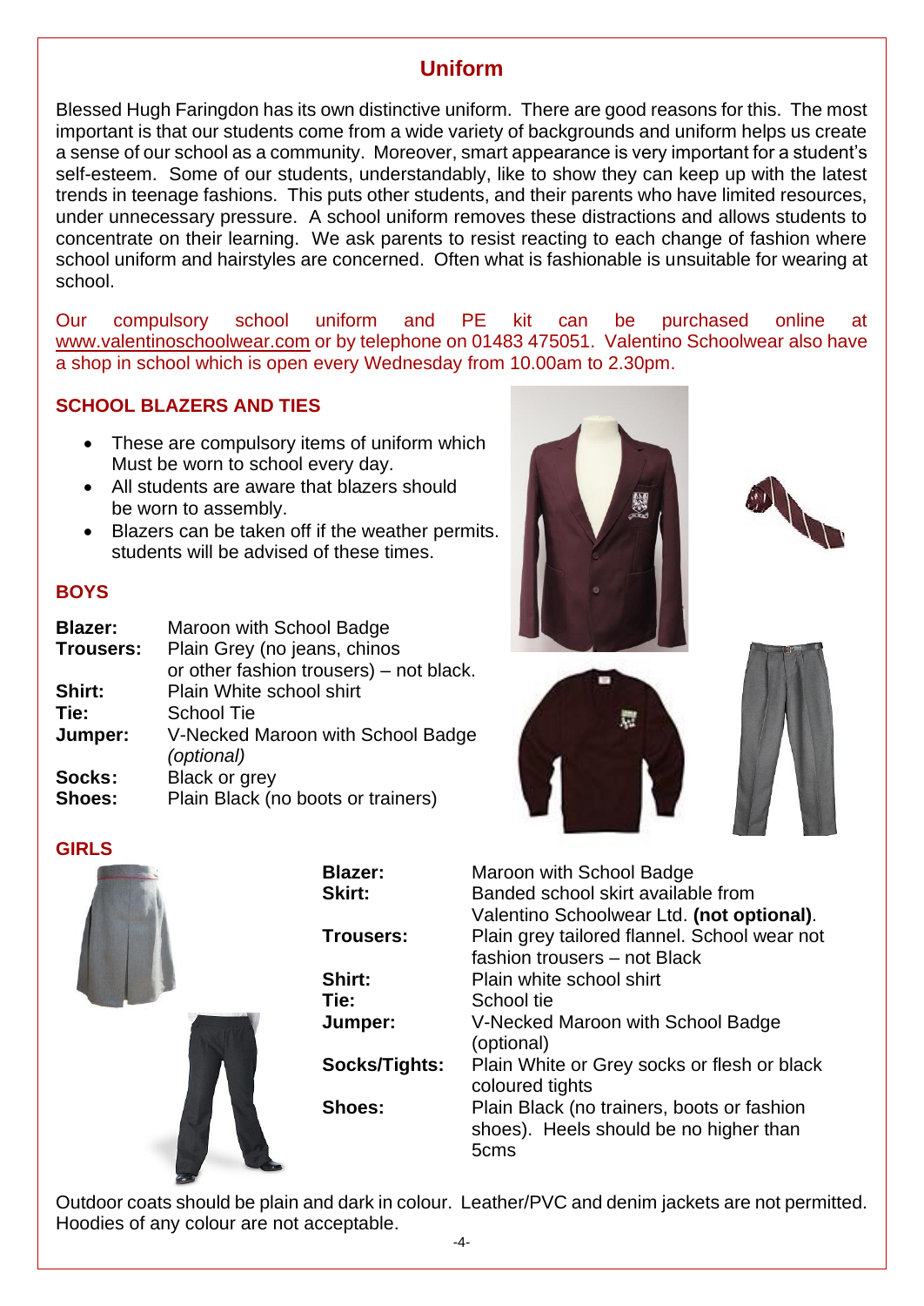## Uniform

Blessed Hugh Faringdon has its own distinctive uniform. There are good reasons for this. The most important is that our students come from a wide variety of backgrounds and uniform helps us create a sense of our school as a community. Moreover, smart appearance is very important for a student's self-esteem. Some of our students, understandably, like to show they can keep up with the latest trends in teenage fashions. This puts other students, and their parents who have limited resources, under unnecessary pressure. A school uniform removes these distractions and allows students to concentrate on their learning. We ask parents to resist reacting to each change of fashion where school uniform and hairstyles are concerned. Often what is fashionable is unsuitable for wearing at school.

Our compulsory school uniform and PE kit can be purchased online at www.valentinoschoolwear.com or by telephone on 01483 475051. Valentino Schoolwear also have a shop in school which is open every Wednesday from 10.00am to 2.30pm.

### SCHOOL BLAZERS AND TIES

- These are compulsory items of uniform which Must be worn to school every day.
- All students are aware that blazers should be worn to assembly.
- Blazers can be taken off if the weather permits. students will be advised of these times.

### BOYS

| | |
|---|---|
| **Blazer:** | Maroon with School Badge |
| **Trousers:** | Plain Grey (no jeans, chinos or other fashion trousers) – not black. |
| **Shirt:** | Plain White school shirt |
| **Tie:** | School Tie |
| **Jumper:** | V-Necked Maroon with School Badge *(optional)* |
| **Socks:** | Black or grey |
| **Shoes:** | Plain Black (no boots or trainers) |

### GIRLS

| | |
|---|---|
| **Blazer:** | Maroon with School Badge |
| **Skirt:** | Banded school skirt available from Valentino Schoolwear Ltd. **(not optional)**. |
| **Trousers:** | Plain grey tailored flannel. School wear not fashion trousers – not Black |
| **Shirt:** | Plain white school shirt |
| **Tie:** | School tie |
| **Jumper:** | V-Necked Maroon with School Badge (optional) |
| **Socks/Tights:** | Plain White or Grey socks or flesh or black coloured tights |
| **Shoes:** | Plain Black (no trainers, boots or fashion shoes). Heels should be no higher than 5cms |

Outdoor coats should be plain and dark in colour. Leather/PVC and denim jackets are not permitted. Hoodies of any colour are not acceptable.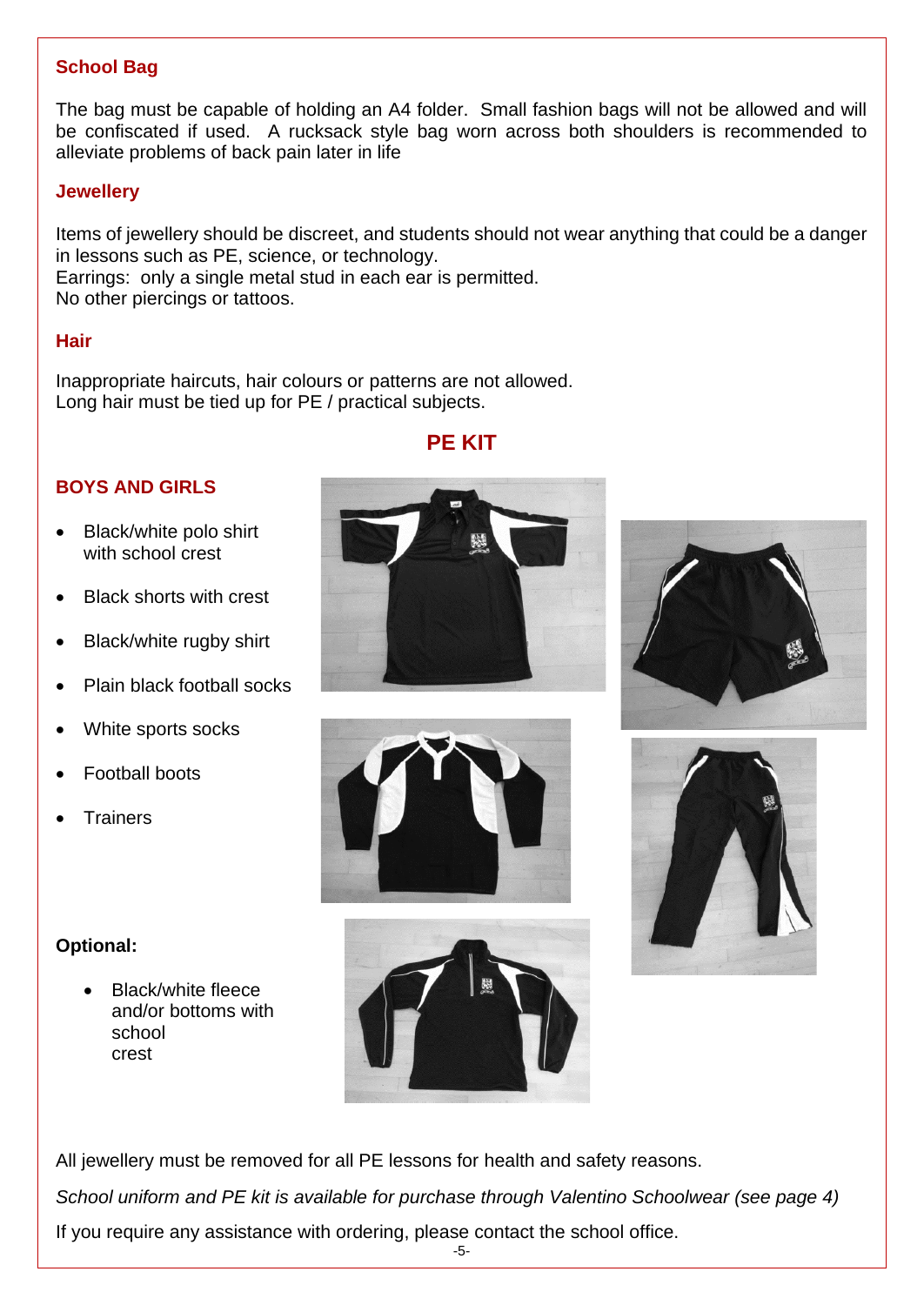## School Bag

The bag must be capable of holding an A4 folder. Small fashion bags will not be allowed and will be confiscated if used. A rucksack style bag worn across both shoulders is recommended to alleviate problems of back pain later in life

## Jewellery

Items of jewellery should be discreet, and students should not wear anything that could be a danger in lessons such as PE, science, or technology.
Earrings: only a single metal stud in each ear is permitted.
No other piercings or tattoos.

## Hair

Inappropriate haircuts, hair colours or patterns are not allowed.
Long hair must be tied up for PE / practical subjects.

# PE KIT

### BOYS AND GIRLS

- Black/white polo shirt with school crest
- Black shorts with crest
- Black/white rugby shirt
- Plain black football socks
- White sports socks
- Football boots
- Trainers

**Optional:**

- Black/white fleece and/or bottoms with school crest

All jewellery must be removed for all PE lessons for health and safety reasons.

*School uniform and PE kit is available for purchase through Valentino Schoolwear (see page 4)*

If you require any assistance with ordering, please contact the school office.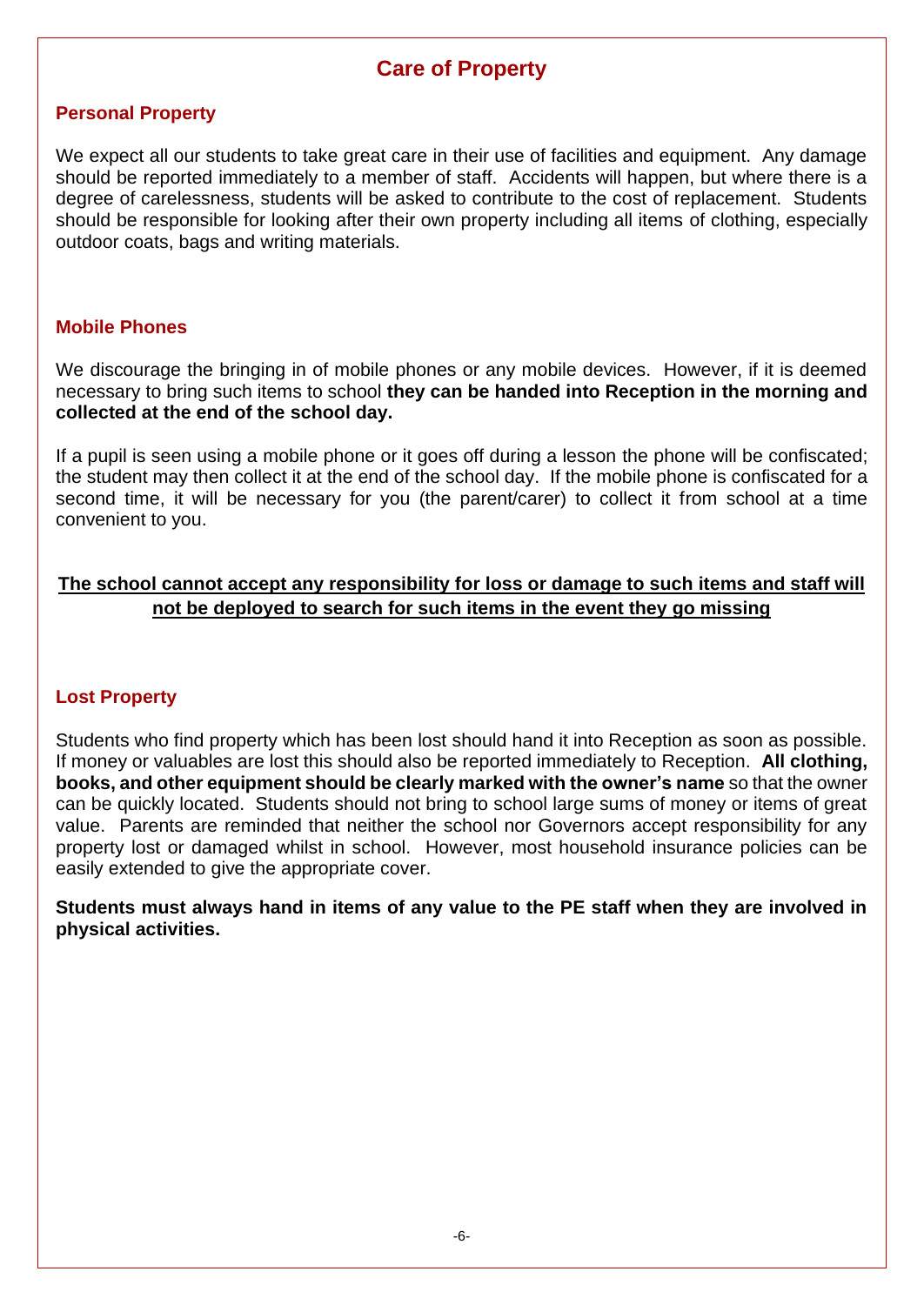# Care of Property

## Personal Property

We expect all our students to take great care in their use of facilities and equipment. Any damage should be reported immediately to a member of staff. Accidents will happen, but where there is a degree of carelessness, students will be asked to contribute to the cost of replacement. Students should be responsible for looking after their own property including all items of clothing, especially outdoor coats, bags and writing materials.

## Mobile Phones

We discourage the bringing in of mobile phones or any mobile devices. However, if it is deemed necessary to bring such items to school **they can be handed into Reception in the morning and collected at the end of the school day.**

If a pupil is seen using a mobile phone or it goes off during a lesson the phone will be confiscated; the student may then collect it at the end of the school day. If the mobile phone is confiscated for a second time, it will be necessary for you (the parent/carer) to collect it from school at a time convenient to you.

<u>**The school cannot accept any responsibility for loss or damage to such items and staff will not be deployed to search for such items in the event they go missing**</u>

## Lost Property

Students who find property which has been lost should hand it into Reception as soon as possible. If money or valuables are lost this should also be reported immediately to Reception. **All clothing, books, and other equipment should be clearly marked with the owner's name** so that the owner can be quickly located. Students should not bring to school large sums of money or items of great value. Parents are reminded that neither the school nor Governors accept responsibility for any property lost or damaged whilst in school. However, most household insurance policies can be easily extended to give the appropriate cover.

**Students must always hand in items of any value to the PE staff when they are involved in physical activities.**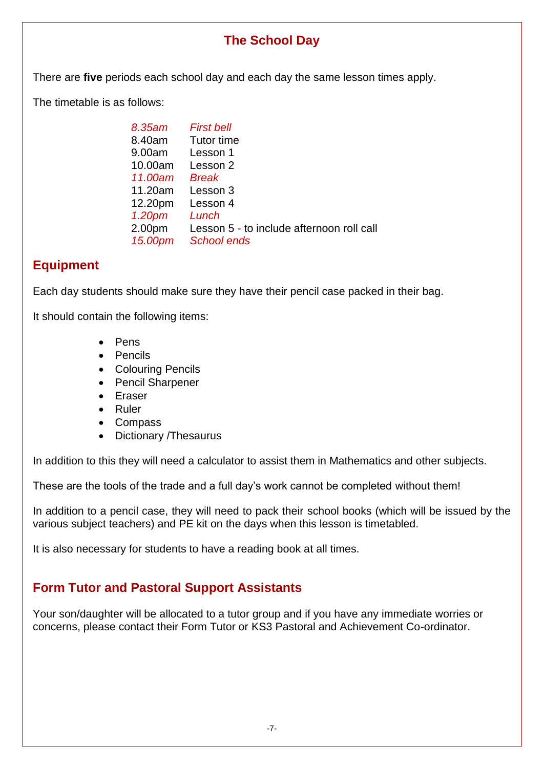## The School Day

There are **five** periods each school day and each day the same lesson times apply.

The timetable is as follows:

| | |
|---|---|
| *8.35am* | *First bell* |
| 8.40am | Tutor time |
| 9.00am | Lesson 1 |
| 10.00am | Lesson 2 |
| *11.00am* | *Break* |
| 11.20am | Lesson 3 |
| 12.20pm | Lesson 4 |
| *1.20pm* | *Lunch* |
| 2.00pm | Lesson 5 - to include afternoon roll call |
| *15.00pm* | *School ends* |

## Equipment

Each day students should make sure they have their pencil case packed in their bag.

It should contain the following items:

- Pens
- Pencils
- Colouring Pencils
- Pencil Sharpener
- Eraser
- Ruler
- Compass
- Dictionary /Thesaurus

In addition to this they will need a calculator to assist them in Mathematics and other subjects.

These are the tools of the trade and a full day's work cannot be completed without them!

In addition to a pencil case, they will need to pack their school books (which will be issued by the various subject teachers) and PE kit on the days when this lesson is timetabled.

It is also necessary for students to have a reading book at all times.

## Form Tutor and Pastoral Support Assistants

Your son/daughter will be allocated to a tutor group and if you have any immediate worries or concerns, please contact their Form Tutor or KS3 Pastoral and Achievement Co-ordinator.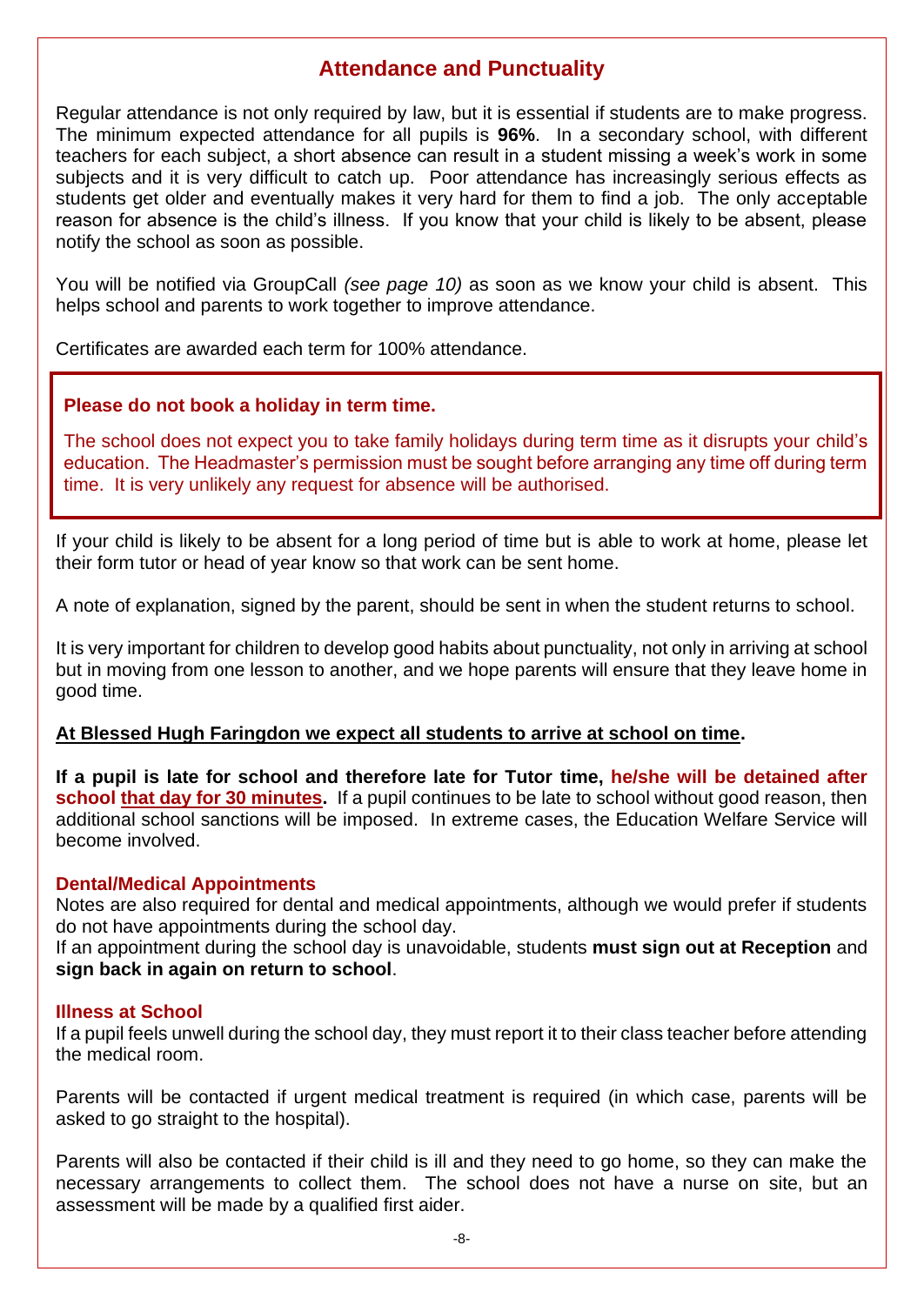## Attendance and Punctuality

Regular attendance is not only required by law, but it is essential if students are to make progress. The minimum expected attendance for all pupils is **96%**. In a secondary school, with different teachers for each subject, a short absence can result in a student missing a week's work in some subjects and it is very difficult to catch up. Poor attendance has increasingly serious effects as students get older and eventually makes it very hard for them to find a job. The only acceptable reason for absence is the child's illness. If you know that your child is likely to be absent, please notify the school as soon as possible.

You will be notified via GroupCall *(see page 10)* as soon as we know your child is absent. This helps school and parents to work together to improve attendance.

Certificates are awarded each term for 100% attendance.

**Please do not book a holiday in term time.**

The school does not expect you to take family holidays during term time as it disrupts your child's education. The Headmaster's permission must be sought before arranging any time off during term time. It is very unlikely any request for absence will be authorised.

If your child is likely to be absent for a long period of time but is able to work at home, please let their form tutor or head of year know so that work can be sent home.

A note of explanation, signed by the parent, should be sent in when the student returns to school.

It is very important for children to develop good habits about punctuality, not only in arriving at school but in moving from one lesson to another, and we hope parents will ensure that they leave home in good time.

**At Blessed Hugh Faringdon we expect all students to arrive at school on time.**

**If a pupil is late for school and therefore late for Tutor time, he/she will be detained after school that day for 30 minutes.** If a pupil continues to be late to school without good reason, then additional school sanctions will be imposed. In extreme cases, the Education Welfare Service will become involved.

### Dental/Medical Appointments

Notes are also required for dental and medical appointments, although we would prefer if students do not have appointments during the school day.
If an appointment during the school day is unavoidable, students **must sign out at Reception** and **sign back in again on return to school**.

### Illness at School

If a pupil feels unwell during the school day, they must report it to their class teacher before attending the medical room.

Parents will be contacted if urgent medical treatment is required (in which case, parents will be asked to go straight to the hospital).

Parents will also be contacted if their child is ill and they need to go home, so they can make the necessary arrangements to collect them. The school does not have a nurse on site, but an assessment will be made by a qualified first aider.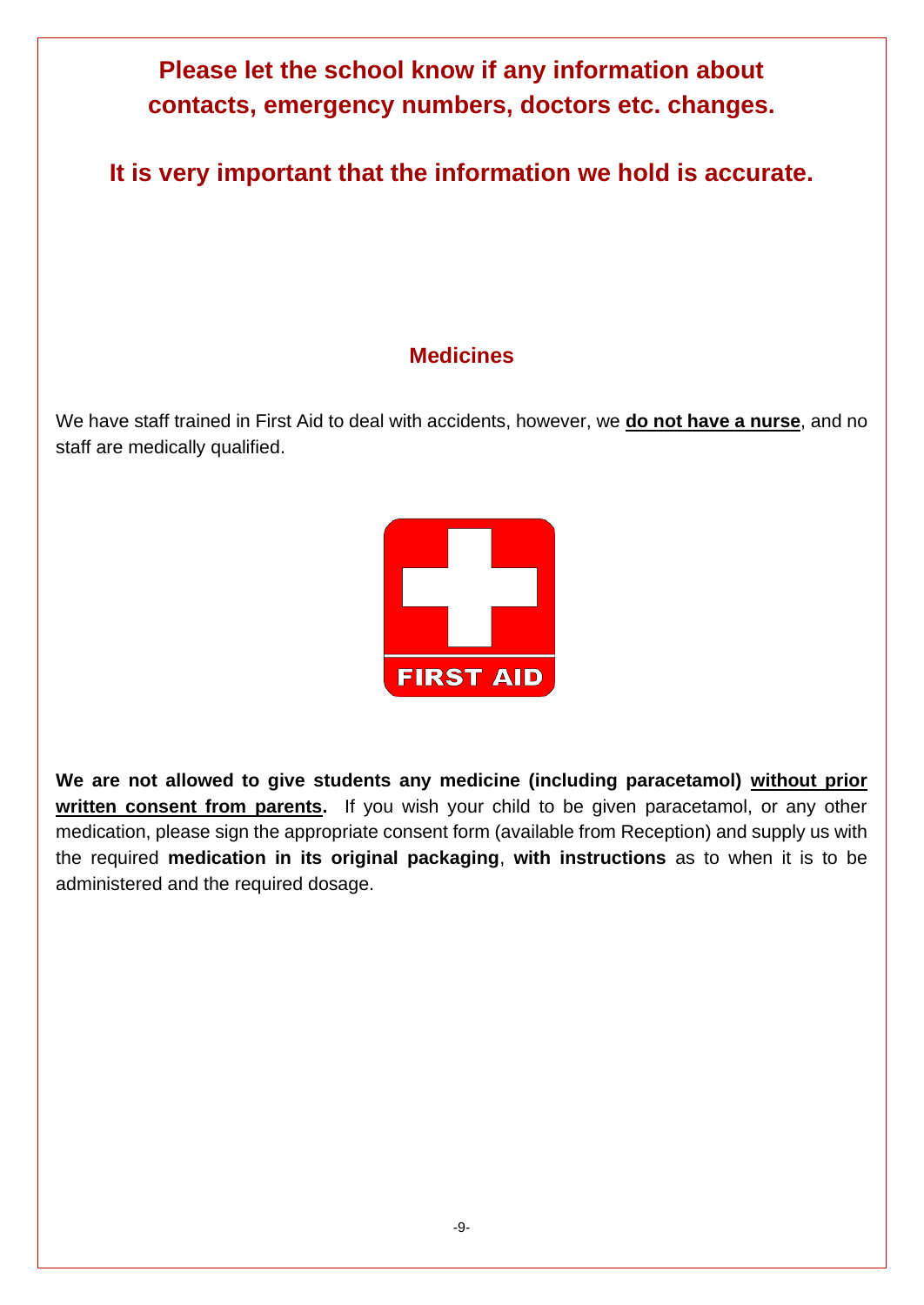**Please let the school know if any information about contacts, emergency numbers, doctors etc. changes.**

**It is very important that the information we hold is accurate.**

## Medicines

We have staff trained in First Aid to deal with accidents, however, we **do not have a nurse**, and no staff are medically qualified.

**We are not allowed to give students any medicine (including paracetamol) without prior written consent from parents.** If you wish your child to be given paracetamol, or any other medication, please sign the appropriate consent form (available from Reception) and supply us with the required **medication in its original packaging**, **with instructions** as to when it is to be administered and the required dosage.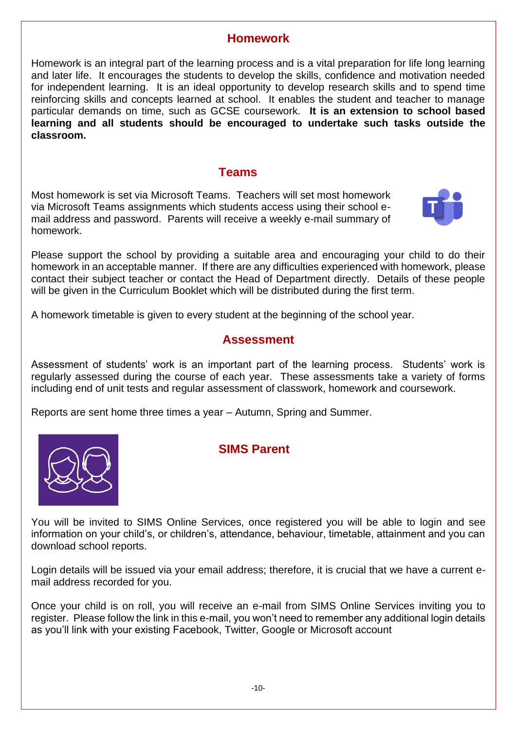## Homework

Homework is an integral part of the learning process and is a vital preparation for life long learning and later life. It encourages the students to develop the skills, confidence and motivation needed for independent learning. It is an ideal opportunity to develop research skills and to spend time reinforcing skills and concepts learned at school. It enables the student and teacher to manage particular demands on time, such as GCSE coursework. **It is an extension to school based learning and all students should be encouraged to undertake such tasks outside the classroom.**

## Teams

Most homework is set via Microsoft Teams. Teachers will set most homework via Microsoft Teams assignments which students access using their school e-mail address and password. Parents will receive a weekly e-mail summary of homework.

Please support the school by providing a suitable area and encouraging your child to do their homework in an acceptable manner. If there are any difficulties experienced with homework, please contact their subject teacher or contact the Head of Department directly. Details of these people will be given in the Curriculum Booklet which will be distributed during the first term.

A homework timetable is given to every student at the beginning of the school year.

## Assessment

Assessment of students' work is an important part of the learning process. Students' work is regularly assessed during the course of each year. These assessments take a variety of forms including end of unit tests and regular assessment of classwork, homework and coursework.

Reports are sent home three times a year – Autumn, Spring and Summer.

## SIMS Parent

You will be invited to SIMS Online Services, once registered you will be able to login and see information on your child's, or children's, attendance, behaviour, timetable, attainment and you can download school reports.

Login details will be issued via your email address; therefore, it is crucial that we have a current e-mail address recorded for you.

Once your child is on roll, you will receive an e-mail from SIMS Online Services inviting you to register. Please follow the link in this e-mail, you won't need to remember any additional login details as you'll link with your existing Facebook, Twitter, Google or Microsoft account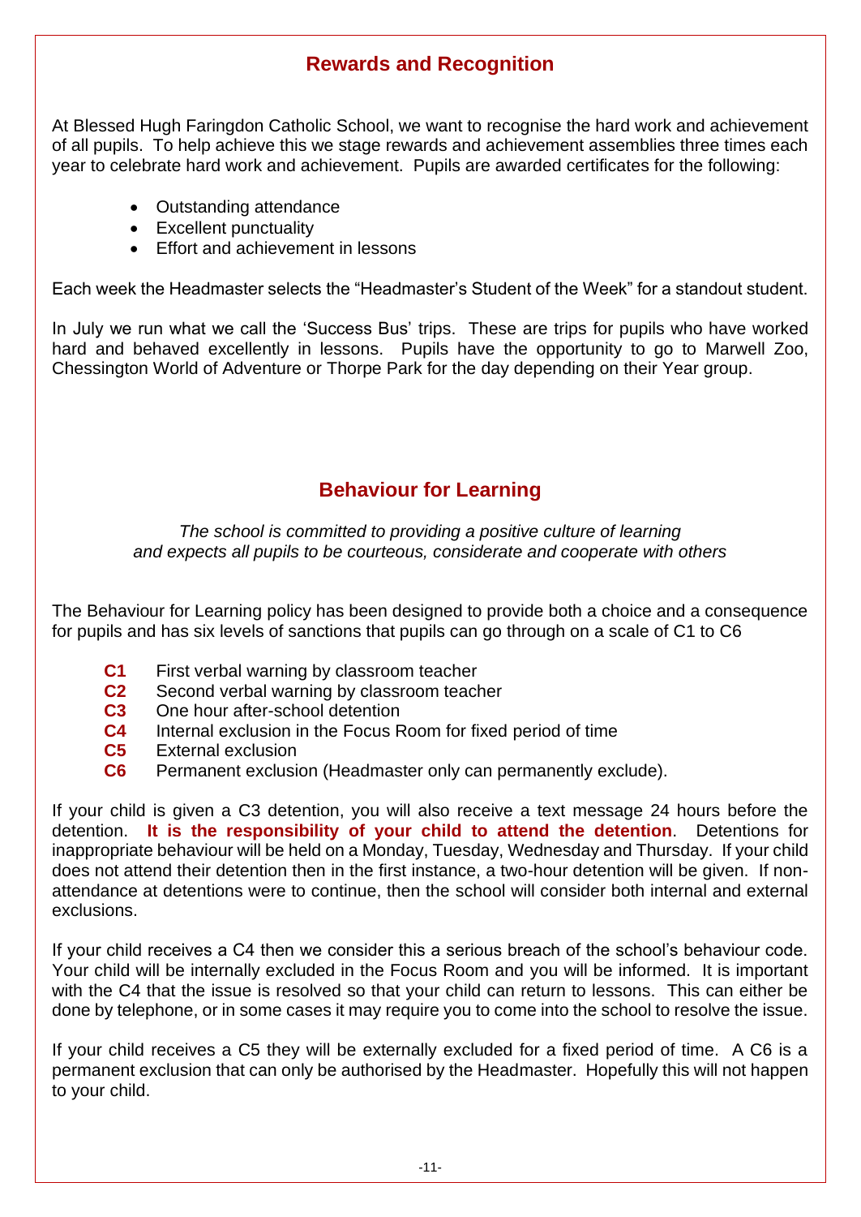## Rewards and Recognition

At Blessed Hugh Faringdon Catholic School, we want to recognise the hard work and achievement of all pupils. To help achieve this we stage rewards and achievement assemblies three times each year to celebrate hard work and achievement. Pupils are awarded certificates for the following:

- Outstanding attendance
- Excellent punctuality
- Effort and achievement in lessons

Each week the Headmaster selects the "Headmaster's Student of the Week" for a standout student.

In July we run what we call the 'Success Bus' trips. These are trips for pupils who have worked hard and behaved excellently in lessons. Pupils have the opportunity to go to Marwell Zoo, Chessington World of Adventure or Thorpe Park for the day depending on their Year group.

## Behaviour for Learning

*The school is committed to providing a positive culture of learning and expects all pupils to be courteous, considerate and cooperate with others*

The Behaviour for Learning policy has been designed to provide both a choice and a consequence for pupils and has six levels of sanctions that pupils can go through on a scale of C1 to C6

- **C1** First verbal warning by classroom teacher
- **C2** Second verbal warning by classroom teacher
- **C3** One hour after-school detention
- **C4** Internal exclusion in the Focus Room for fixed period of time
- **C5** External exclusion
- **C6** Permanent exclusion (Headmaster only can permanently exclude).

If your child is given a C3 detention, you will also receive a text message 24 hours before the detention. **It is the responsibility of your child to attend the detention**. Detentions for inappropriate behaviour will be held on a Monday, Tuesday, Wednesday and Thursday. If your child does not attend their detention then in the first instance, a two-hour detention will be given. If non-attendance at detentions were to continue, then the school will consider both internal and external exclusions.

If your child receives a C4 then we consider this a serious breach of the school's behaviour code. Your child will be internally excluded in the Focus Room and you will be informed. It is important with the C4 that the issue is resolved so that your child can return to lessons. This can either be done by telephone, or in some cases it may require you to come into the school to resolve the issue.

If your child receives a C5 they will be externally excluded for a fixed period of time. A C6 is a permanent exclusion that can only be authorised by the Headmaster. Hopefully this will not happen to your child.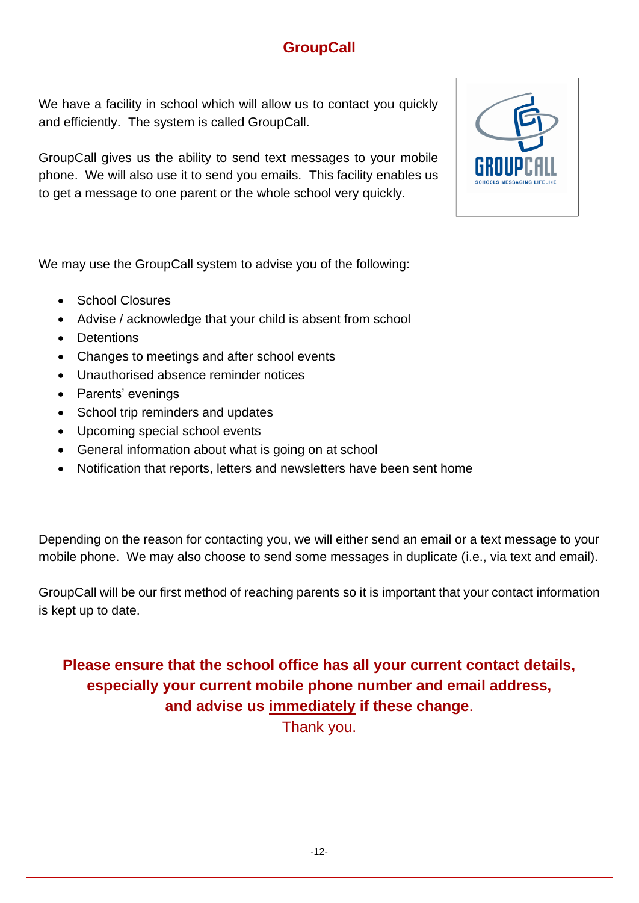# GroupCall

We have a facility in school which will allow us to contact you quickly and efficiently. The system is called GroupCall.

GroupCall gives us the ability to send text messages to your mobile phone. We will also use it to send you emails. This facility enables us to get a message to one parent or the whole school very quickly.

We may use the GroupCall system to advise you of the following:

- School Closures
- Advise / acknowledge that your child is absent from school
- Detentions
- Changes to meetings and after school events
- Unauthorised absence reminder notices
- Parents' evenings
- School trip reminders and updates
- Upcoming special school events
- General information about what is going on at school
- Notification that reports, letters and newsletters have been sent home

Depending on the reason for contacting you, we will either send an email or a text message to your mobile phone. We may also choose to send some messages in duplicate (i.e., via text and email).

GroupCall will be our first method of reaching parents so it is important that your contact information is kept up to date.

**Please ensure that the school office has all your current contact details, especially your current mobile phone number and email address, and advise us immediately if these change**.

Thank you.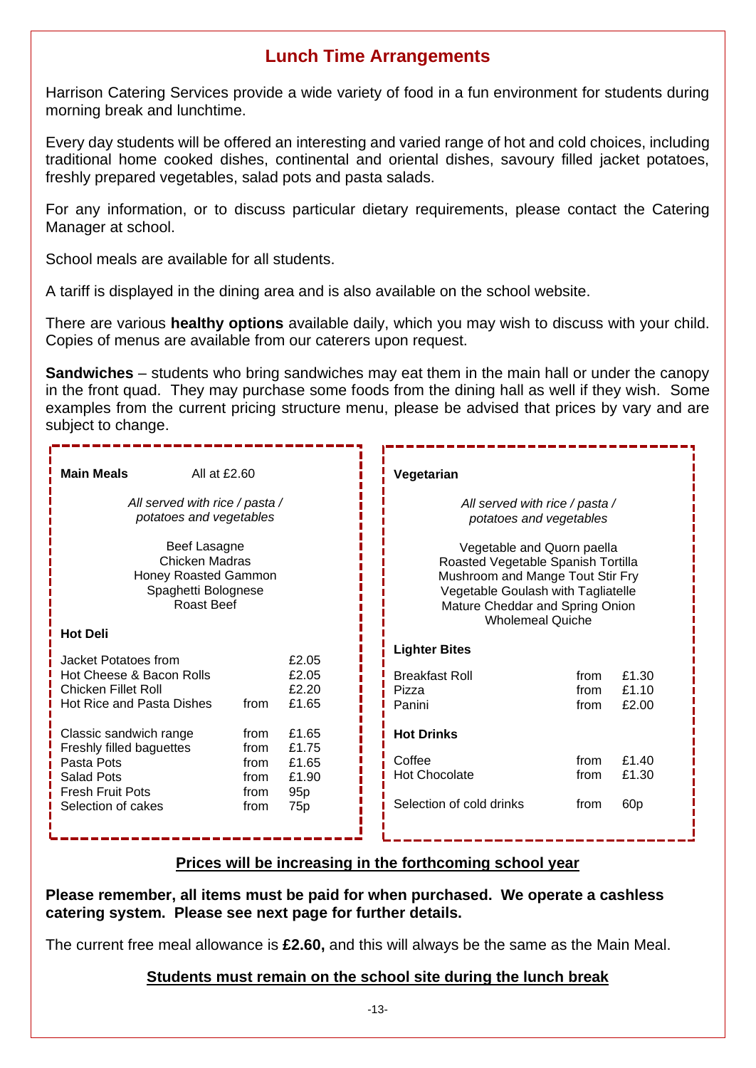## Lunch Time Arrangements

Harrison Catering Services provide a wide variety of food in a fun environment for students during morning break and lunchtime.

Every day students will be offered an interesting and varied range of hot and cold choices, including traditional home cooked dishes, continental and oriental dishes, savoury filled jacket potatoes, freshly prepared vegetables, salad pots and pasta salads.

For any information, or to discuss particular dietary requirements, please contact the Catering Manager at school.

School meals are available for all students.

A tariff is displayed in the dining area and is also available on the school website.

There are various **healthy options** available daily, which you may wish to discuss with your child. Copies of menus are available from our caterers upon request.

**Sandwiches** – students who bring sandwiches may eat them in the main hall or under the canopy in the front quad. They may purchase some foods from the dining hall as well if they wish. Some examples from the current pricing structure menu, please be advised that prices by vary and are subject to change.

**Main Meals** All at £2.60

*All served with rice / pasta / potatoes and vegetables*

Beef Lasagne
Chicken Madras
Honey Roasted Gammon
Spaghetti Bolognese
Roast Beef

**Hot Deli**

| | | |
|---|---|---|
| Jacket Potatoes from | | £2.05 |
| Hot Cheese & Bacon Rolls | | £2.05 |
| Chicken Fillet Roll | | £2.20 |
| Hot Rice and Pasta Dishes | from | £1.65 |
| Classic sandwich range | from | £1.65 |
| Freshly filled baguettes | from | £1.75 |
| Pasta Pots | from | £1.65 |
| Salad Pots | from | £1.90 |
| Fresh Fruit Pots | from | 95p |
| Selection of cakes | from | 75p |

**Vegetarian**

*All served with rice / pasta / potatoes and vegetables*

Vegetable and Quorn paella
Roasted Vegetable Spanish Tortilla
Mushroom and Mange Tout Stir Fry
Vegetable Goulash with Tagliatelle
Mature Cheddar and Spring Onion Wholemeal Quiche

**Lighter Bites**

| | | |
|---|---|---|
| Breakfast Roll | from | £1.30 |
| Pizza | from | £1.10 |
| Panini | from | £2.00 |

**Hot Drinks**

| | | |
|---|---|---|
| Coffee | from | £1.40 |
| Hot Chocolate | from | £1.30 |
| Selection of cold drinks | from | 60p |

**Prices will be increasing in the forthcoming school year**

**Please remember, all items must be paid for when purchased. We operate a cashless catering system. Please see next page for further details.**

The current free meal allowance is **£2.60,** and this will always be the same as the Main Meal.

**Students must remain on the school site during the lunch break**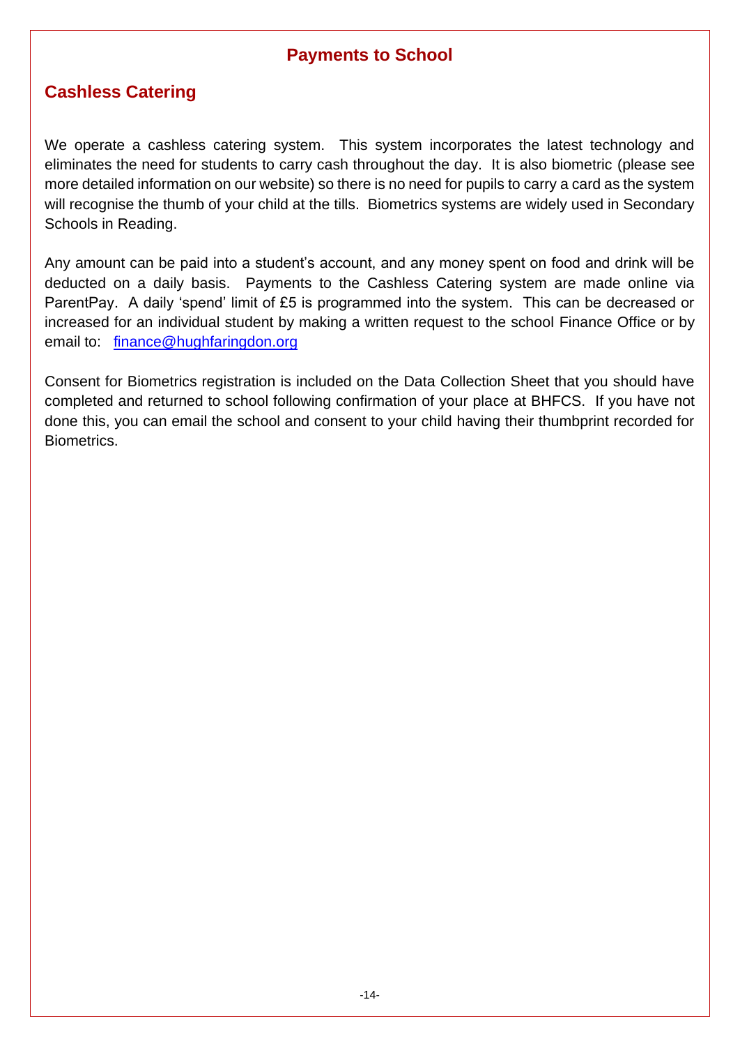# Payments to School

## Cashless Catering

We operate a cashless catering system. This system incorporates the latest technology and eliminates the need for students to carry cash throughout the day. It is also biometric (please see more detailed information on our website) so there is no need for pupils to carry a card as the system will recognise the thumb of your child at the tills. Biometrics systems are widely used in Secondary Schools in Reading.

Any amount can be paid into a student's account, and any money spent on food and drink will be deducted on a daily basis. Payments to the Cashless Catering system are made online via ParentPay. A daily 'spend' limit of £5 is programmed into the system. This can be decreased or increased for an individual student by making a written request to the school Finance Office or by email to: finance@hughfaringdon.org

Consent for Biometrics registration is included on the Data Collection Sheet that you should have completed and returned to school following confirmation of your place at BHFCS. If you have not done this, you can email the school and consent to your child having their thumbprint recorded for Biometrics.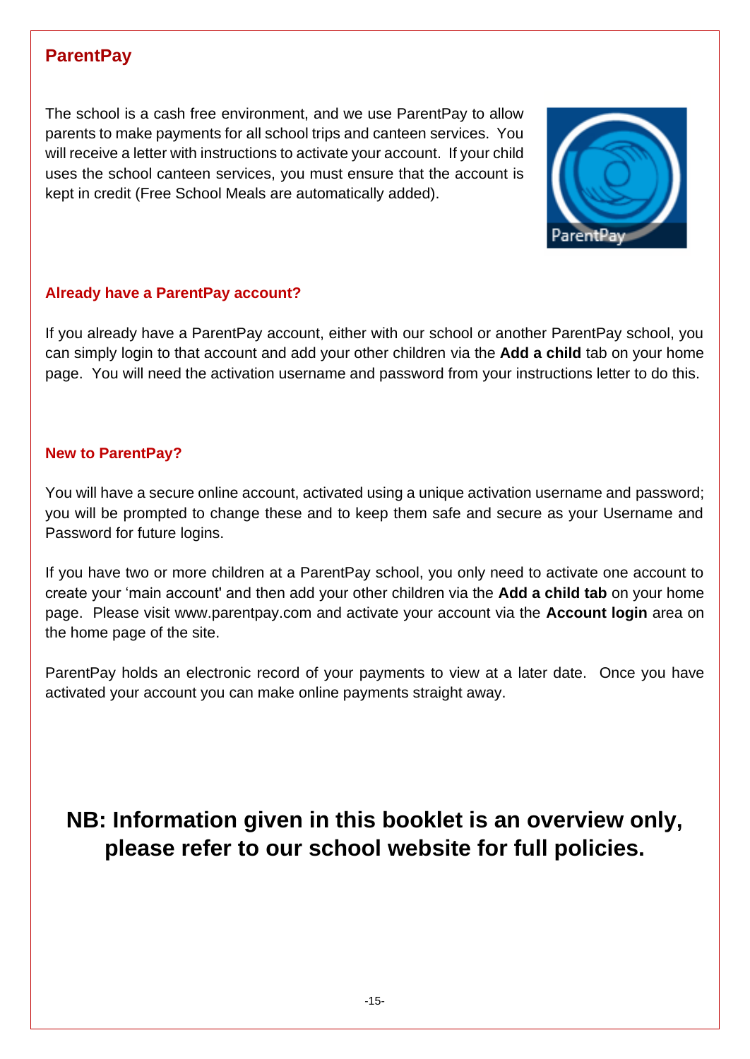## ParentPay

The school is a cash free environment, and we use ParentPay to allow parents to make payments for all school trips and canteen services. You will receive a letter with instructions to activate your account. If your child uses the school canteen services, you must ensure that the account is kept in credit (Free School Meals are automatically added).

### Already have a ParentPay account?

If you already have a ParentPay account, either with our school or another ParentPay school, you can simply login to that account and add your other children via the **Add a child** tab on your home page. You will need the activation username and password from your instructions letter to do this.

### New to ParentPay?

You will have a secure online account, activated using a unique activation username and password; you will be prompted to change these and to keep them safe and secure as your Username and Password for future logins.

If you have two or more children at a ParentPay school, you only need to activate one account to create your 'main account' and then add your other children via the **Add a child tab** on your home page. Please visit www.parentpay.com and activate your account via the **Account login** area on the home page of the site.

ParentPay holds an electronic record of your payments to view at a later date. Once you have activated your account you can make online payments straight away.

**NB: Information given in this booklet is an overview only, please refer to our school website for full policies.**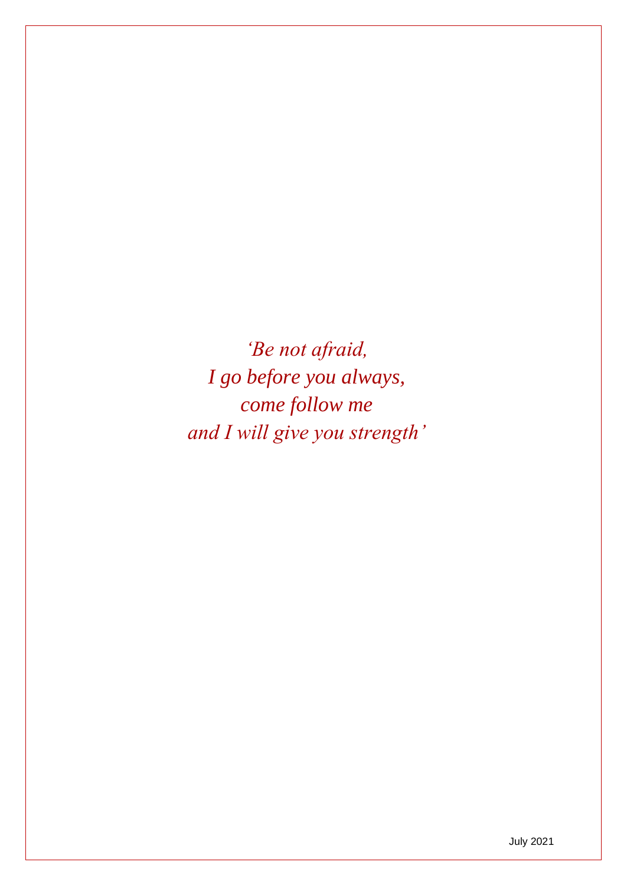*'Be not afraid,*
*I go before you always,*
*come follow me*
*and I will give you strength'*

July 2021